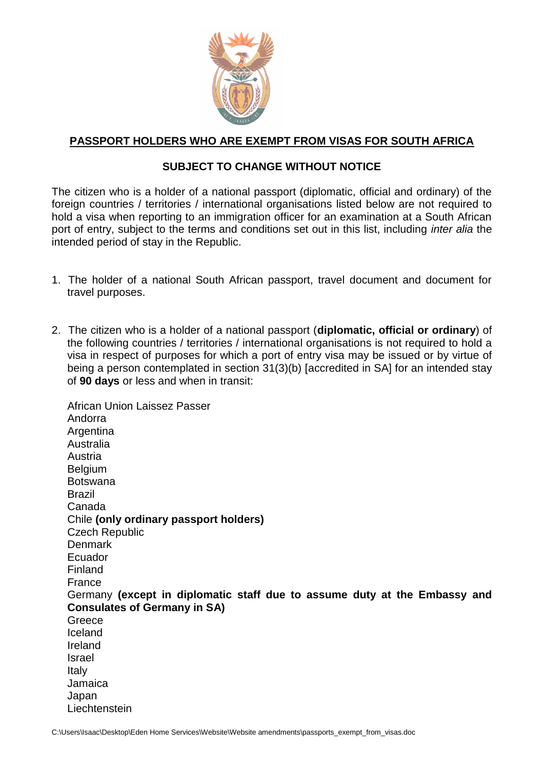## PASSPORT HOLDERS WHO ARE EXEMPT FROM VISAS FOR SOUTH AFRICA

### SUBJECT TO CHANGE WITHOUT NOTICE

The citizen who is a holder of a national passport (diplomatic, official and ordinary) of the foreign countries / territories / international organisations listed below are not required to hold a visa when reporting to an immigration officer for an examination at a South African port of entry, subject to the terms and conditions set out in this list, including *inter alia* the intended period of stay in the Republic.

1. The holder of a national South African passport, travel document and document for travel purposes.

2. The citizen who is a holder of a national passport (**diplomatic, official or ordinary**) of the following countries / territories / international organisations is not required to hold a visa in respect of purposes for which a port of entry visa may be issued or by virtue of being a person contemplated in section 31(3)(b) [accredited in SA] for an intended stay of **90 days** or less and when in transit:

   African Union Laissez Passer
   Andorra
   Argentina
   Australia
   Austria
   Belgium
   Botswana
   Brazil
   Canada
   Chile **(only ordinary passport holders)**
   Czech Republic
   Denmark
   Ecuador
   Finland
   France
   Germany **(except in diplomatic staff due to assume duty at the Embassy and Consulates of Germany in SA)**
   Greece
   Iceland
   Ireland
   Israel
   Italy
   Jamaica
   Japan
   Liechtenstein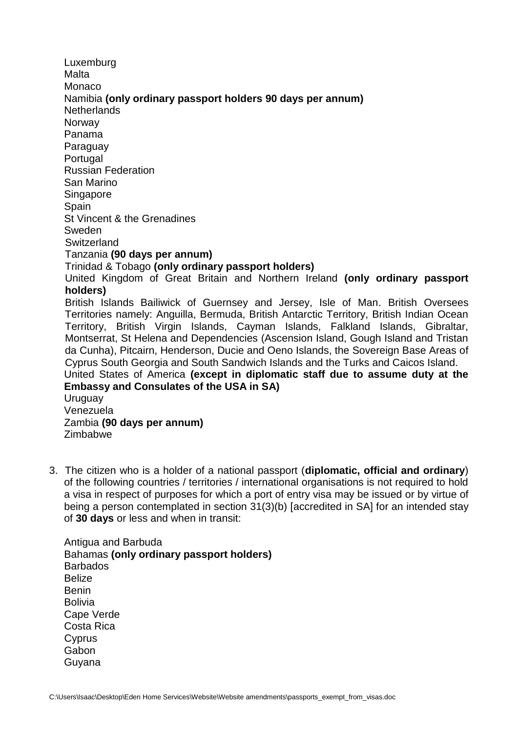Luxemburg
Malta
Monaco
Namibia **(only ordinary passport holders 90 days per annum)**
Netherlands
Norway
Panama
Paraguay
Portugal
Russian Federation
San Marino
Singapore
Spain
St Vincent & the Grenadines
Sweden
Switzerland
Tanzania **(90 days per annum)**
Trinidad & Tobago **(only ordinary passport holders)**
United Kingdom of Great Britain and Northern Ireland **(only ordinary passport holders)**
British Islands Bailiwick of Guernsey and Jersey, Isle of Man. British Oversees Territories namely: Anguilla, Bermuda, British Antarctic Territory, British Indian Ocean Territory, British Virgin Islands, Cayman Islands, Falkland Islands, Gibraltar, Montserrat, St Helena and Dependencies (Ascension Island, Gough Island and Tristan da Cunha), Pitcairn, Henderson, Ducie and Oeno Islands, the Sovereign Base Areas of Cyprus South Georgia and South Sandwich Islands and the Turks and Caicos Island.
United States of America **(except in diplomatic staff due to assume duty at the Embassy and Consulates of the USA in SA)**
Uruguay
Venezuela
Zambia **(90 days per annum)**
Zimbabwe

3. The citizen who is a holder of a national passport (**diplomatic, official and ordinary**) of the following countries / territories / international organisations is not required to hold a visa in respect of purposes for which a port of entry visa may be issued or by virtue of being a person contemplated in section 31(3)(b) [accredited in SA] for an intended stay of **30 days** or less and when in transit:

Antigua and Barbuda
Bahamas **(only ordinary passport holders)**
Barbados
Belize
Benin
Bolivia
Cape Verde
Costa Rica
Cyprus
Gabon
Guyana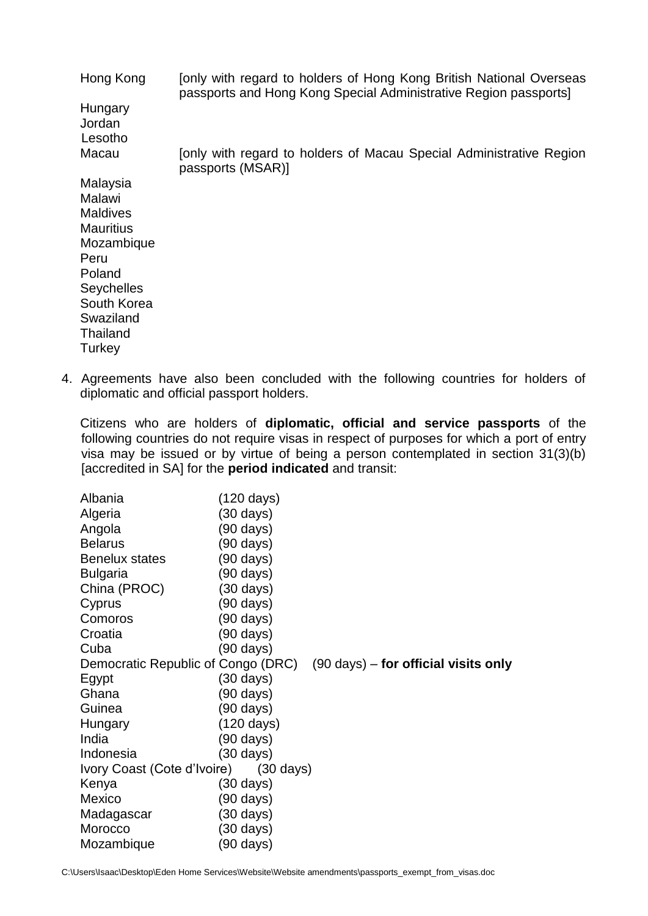Hong Kong [only with regard to holders of Hong Kong British National Overseas passports and Hong Kong Special Administrative Region passports]
Hungary
Jordan
Lesotho
Macau [only with regard to holders of Macau Special Administrative Region passports (MSAR)]
Malaysia
Malawi
Maldives
Mauritius
Mozambique
Peru
Poland
Seychelles
South Korea
Swaziland
Thailand
Turkey

4. Agreements have also been concluded with the following countries for holders of diplomatic and official passport holders.

   Citizens who are holders of **diplomatic, official and service passports** of the following countries do not require visas in respect of purposes for which a port of entry visa may be issued or by virtue of being a person contemplated in section 31(3)(b) [accredited in SA] for the **period indicated** and transit:

Albania (120 days)
Algeria (30 days)
Angola (90 days)
Belarus (90 days)
Benelux states (90 days)
Bulgaria (90 days)
China (PROC) (30 days)
Cyprus (90 days)
Comoros (90 days)
Croatia (90 days)
Cuba (90 days)
Democratic Republic of Congo (DRC) (90 days) – **for official visits only**
Egypt (30 days)
Ghana (90 days)
Guinea (90 days)
Hungary (120 days)
India (90 days)
Indonesia (30 days)
Ivory Coast (Cote d'Ivoire) (30 days)
Kenya (30 days)
Mexico (90 days)
Madagascar (30 days)
Morocco (30 days)
Mozambique (90 days)

C:\Users\Isaac\Desktop\Eden Home Services\Website\Website amendments\passports_exempt_from_visas.doc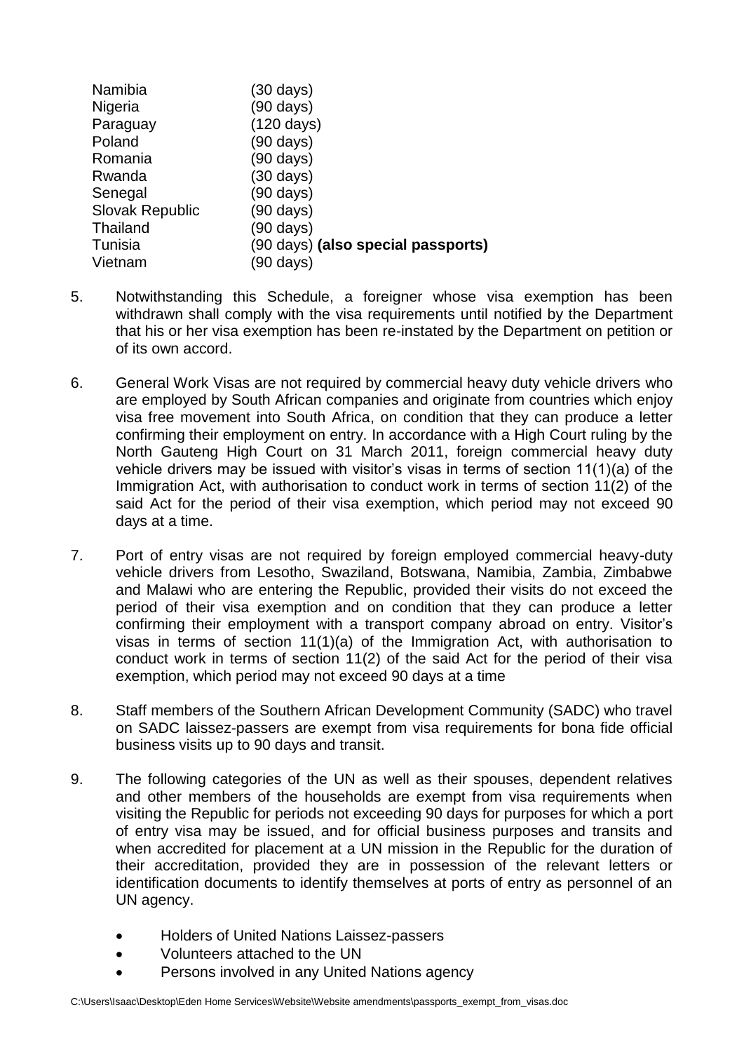| | |
|---|---|
| Namibia | (30 days) |
| Nigeria | (90 days) |
| Paraguay | (120 days) |
| Poland | (90 days) |
| Romania | (90 days) |
| Rwanda | (30 days) |
| Senegal | (90 days) |
| Slovak Republic | (90 days) |
| Thailand | (90 days) |
| Tunisia | (90 days) **(also special passports)** |
| Vietnam | (90 days) |

5. Notwithstanding this Schedule, a foreigner whose visa exemption has been withdrawn shall comply with the visa requirements until notified by the Department that his or her visa exemption has been re-instated by the Department on petition or of its own accord.

6. General Work Visas are not required by commercial heavy duty vehicle drivers who are employed by South African companies and originate from countries which enjoy visa free movement into South Africa, on condition that they can produce a letter confirming their employment on entry. In accordance with a High Court ruling by the North Gauteng High Court on 31 March 2011, foreign commercial heavy duty vehicle drivers may be issued with visitor's visas in terms of section 11(1)(a) of the Immigration Act, with authorisation to conduct work in terms of section 11(2) of the said Act for the period of their visa exemption, which period may not exceed 90 days at a time.

7. Port of entry visas are not required by foreign employed commercial heavy-duty vehicle drivers from Lesotho, Swaziland, Botswana, Namibia, Zambia, Zimbabwe and Malawi who are entering the Republic, provided their visits do not exceed the period of their visa exemption and on condition that they can produce a letter confirming their employment with a transport company abroad on entry. Visitor's visas in terms of section 11(1)(a) of the Immigration Act, with authorisation to conduct work in terms of section 11(2) of the said Act for the period of their visa exemption, which period may not exceed 90 days at a time

8. Staff members of the Southern African Development Community (SADC) who travel on SADC laissez-passers are exempt from visa requirements for bona fide official business visits up to 90 days and transit.

9. The following categories of the UN as well as their spouses, dependent relatives and other members of the households are exempt from visa requirements when visiting the Republic for periods not exceeding 90 days for purposes for which a port of entry visa may be issued, and for official business purposes and transits and when accredited for placement at a UN mission in the Republic for the duration of their accreditation, provided they are in possession of the relevant letters or identification documents to identify themselves at ports of entry as personnel of an UN agency.

   - Holders of United Nations Laissez-passers
   - Volunteers attached to the UN
   - Persons involved in any United Nations agency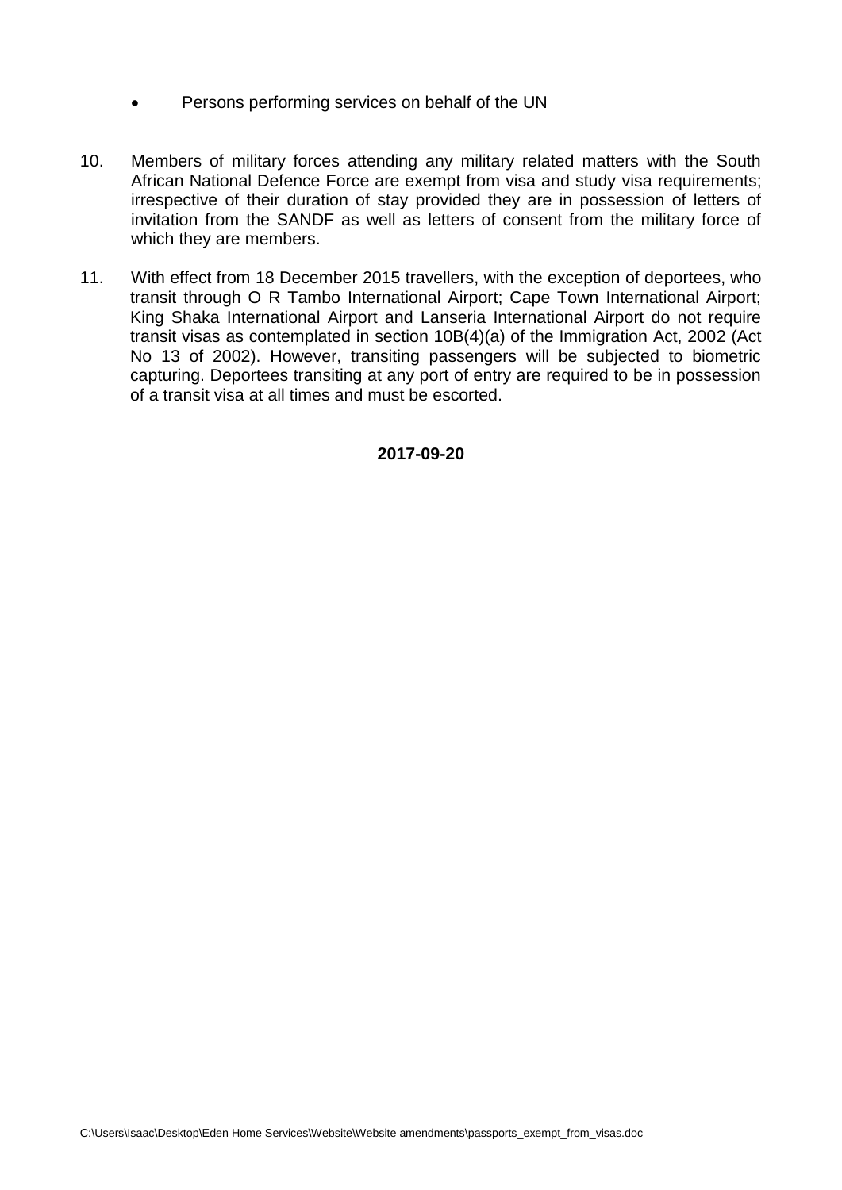- Persons performing services on behalf of the UN

10. Members of military forces attending any military related matters with the South African National Defence Force are exempt from visa and study visa requirements; irrespective of their duration of stay provided they are in possession of letters of invitation from the SANDF as well as letters of consent from the military force of which they are members.

11. With effect from 18 December 2015 travellers, with the exception of deportees, who transit through O R Tambo International Airport; Cape Town International Airport; King Shaka International Airport and Lanseria International Airport do not require transit visas as contemplated in section 10B(4)(a) of the Immigration Act, 2002 (Act No 13 of 2002). However, transiting passengers will be subjected to biometric capturing. Deportees transiting at any port of entry are required to be in possession of a transit visa at all times and must be escorted.

**2017-09-20**